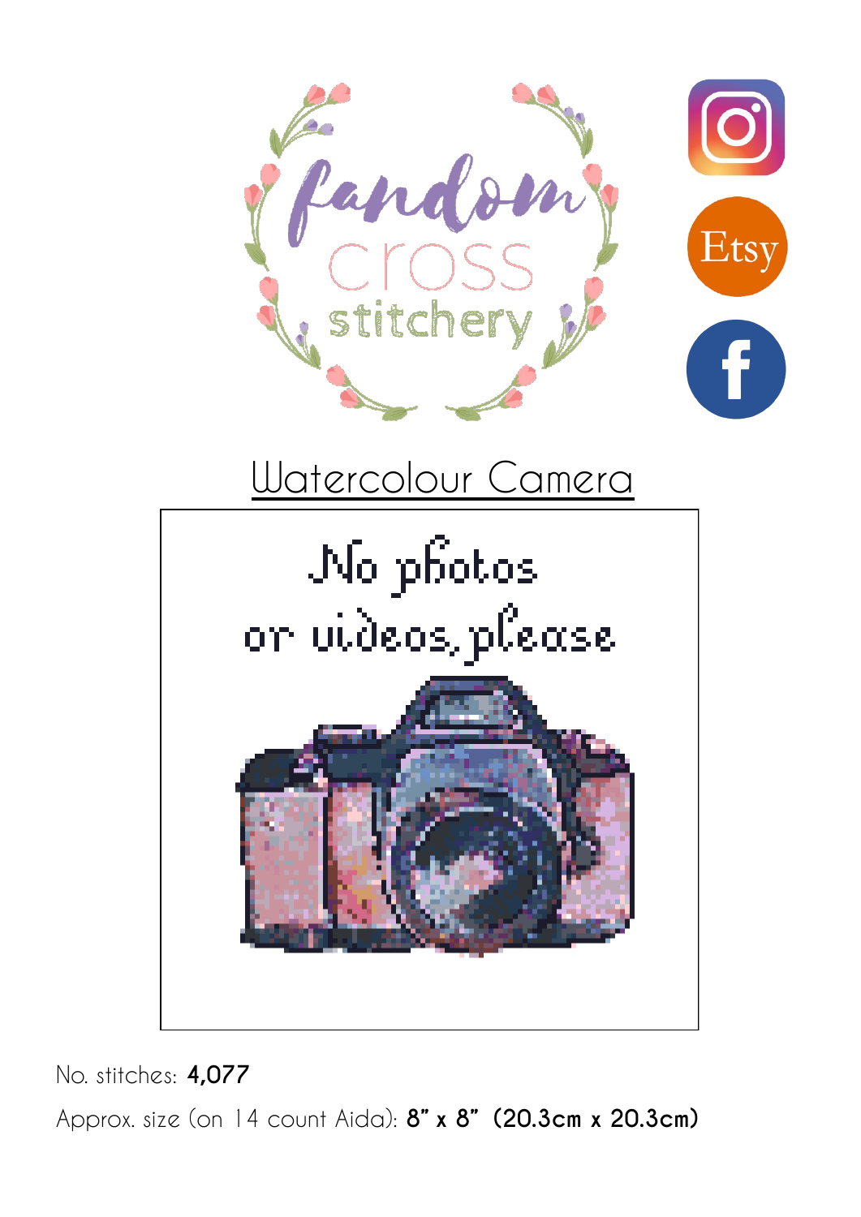fandom cross stitchery

## Watercolour Camera

No photos
or videos, please

No. stitches: **4,077**

Approx. size (on 14 count Aida): **8" x 8" (20.3cm x 20.3cm)**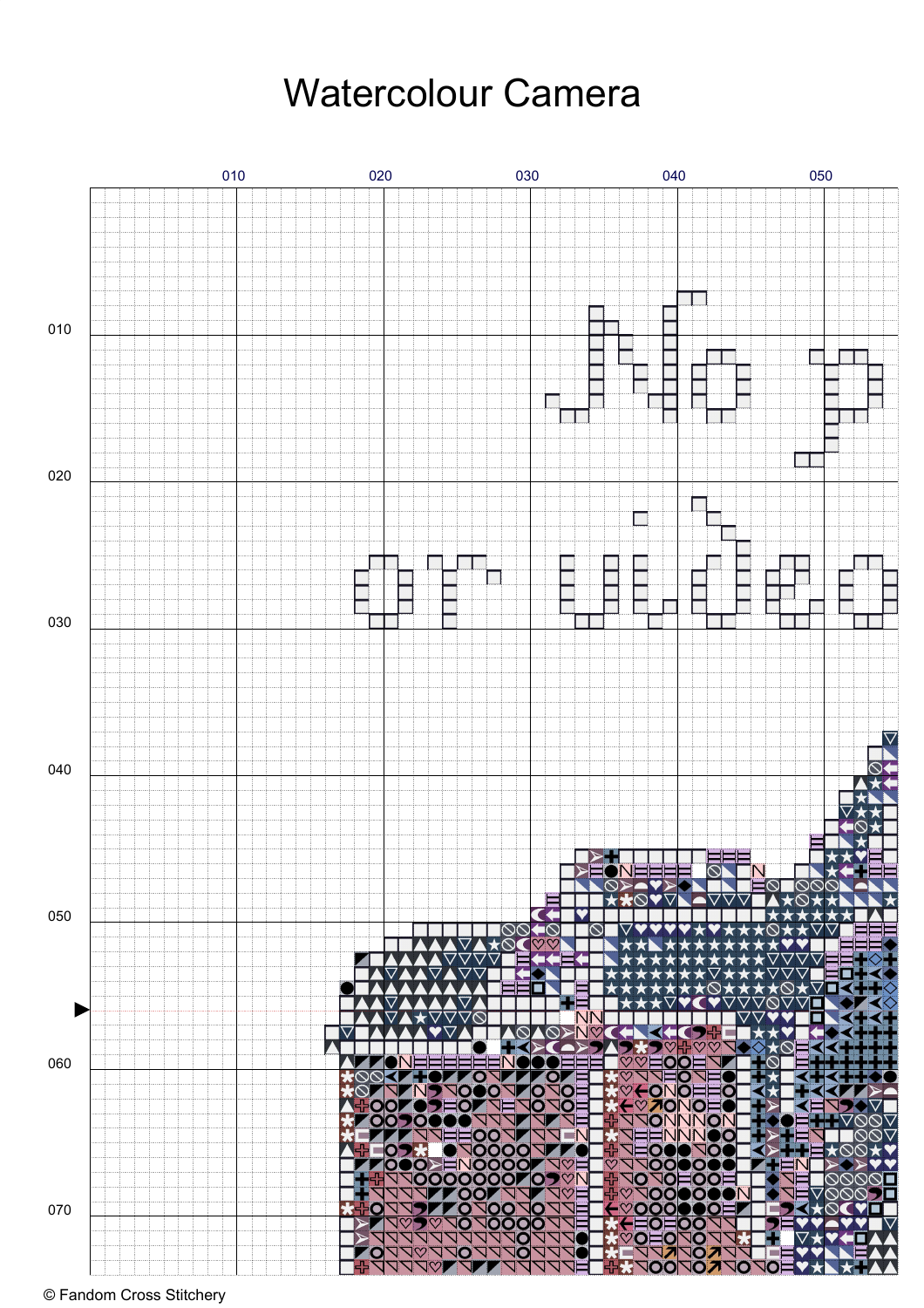# Watercolour Camera

010 020 030 040 050

010
020
030
040
050
060
070

© Fandom Cross Stitchery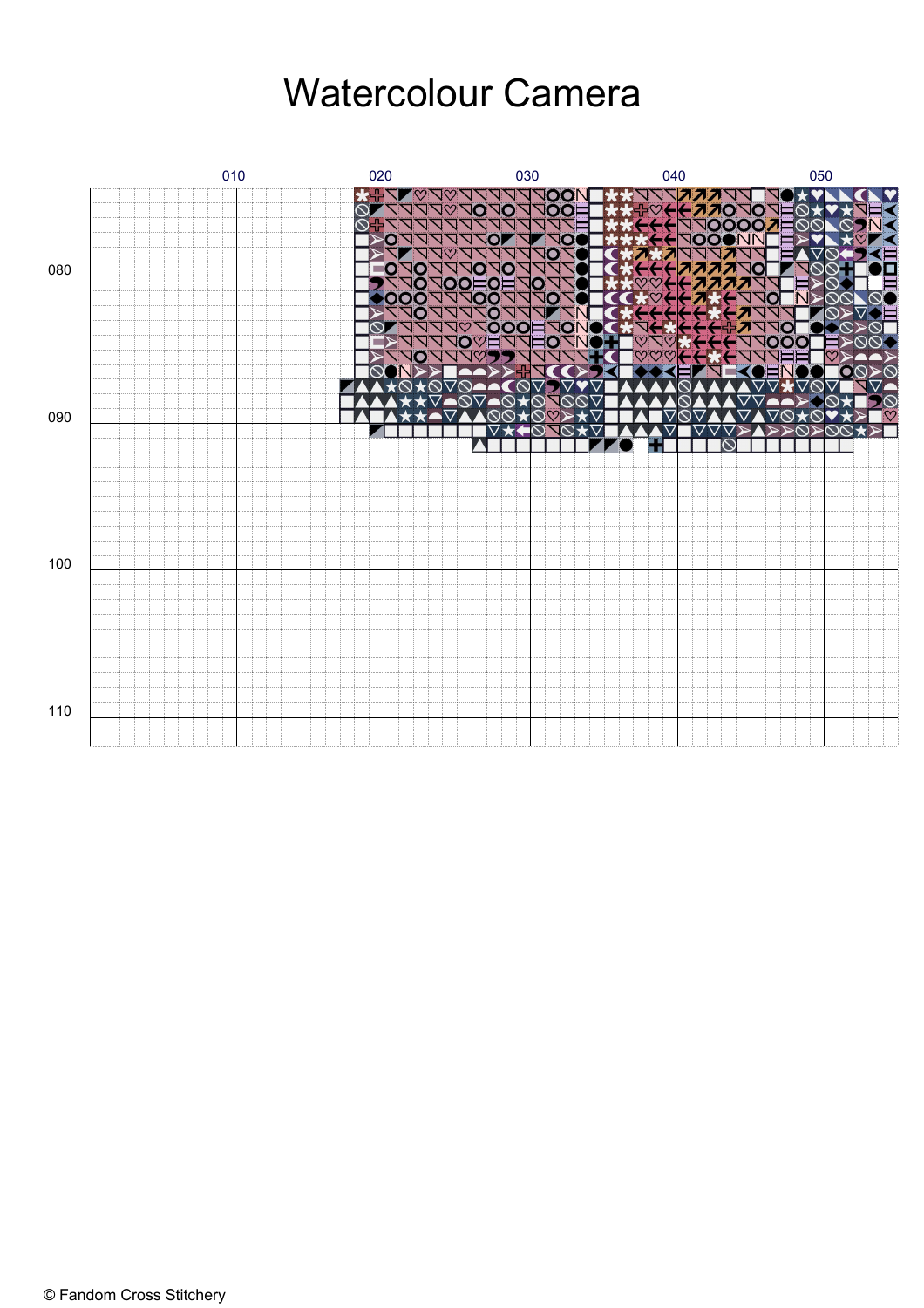# Watercolour Camera

010 020 030 040 050

080

090

100

110

© Fandom Cross Stitchery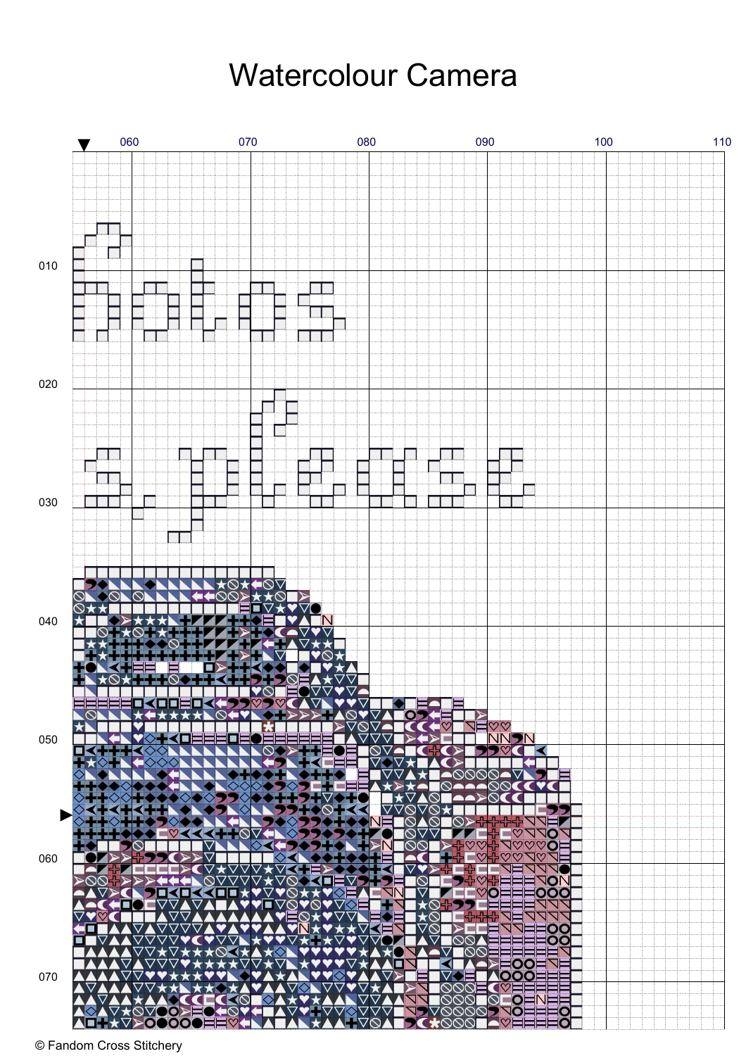# Watercolour Camera

060 070 080 090 100 110

010

020

030

040

050

060

070

© Fandom Cross Stitchery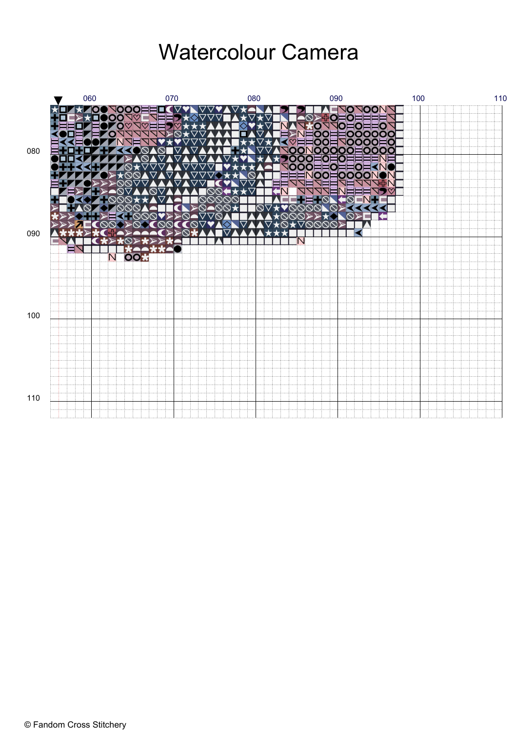# Watercolour Camera

© Fandom Cross Stitchery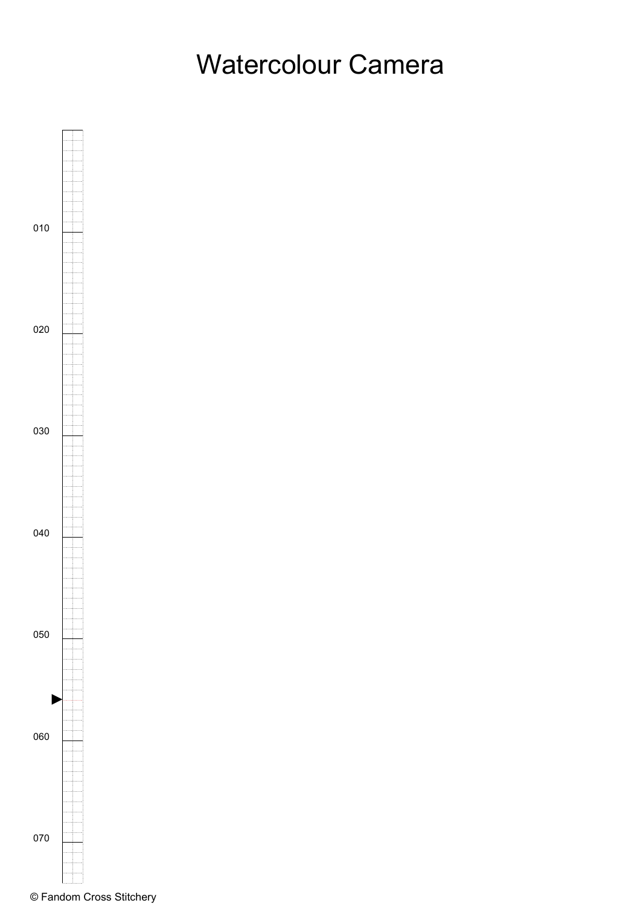# Watercolour Camera

010

020

030

040

050

060

070

© Fandom Cross Stitchery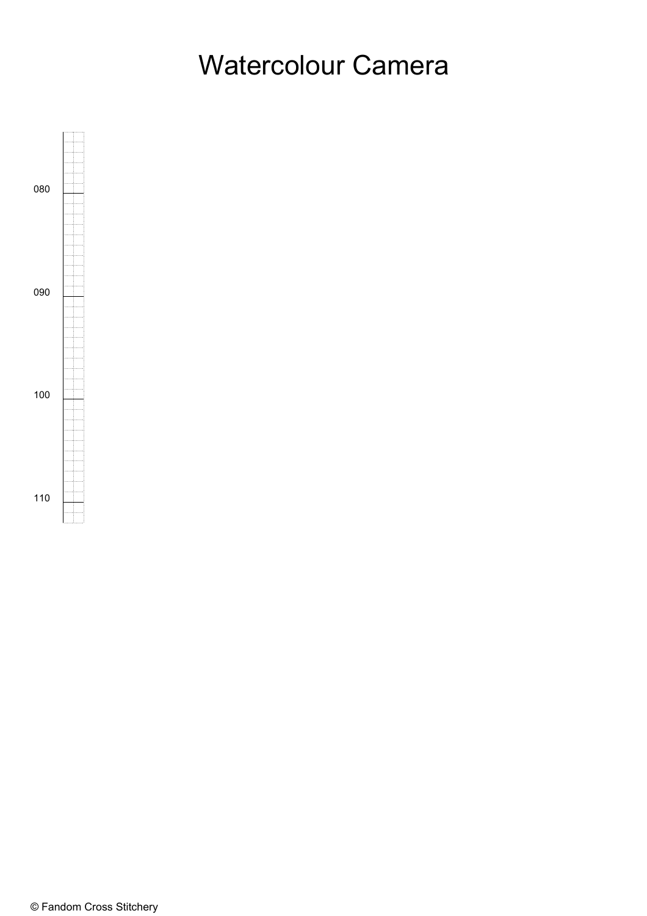# Watercolour Camera

080

090

100

110

© Fandom Cross Stitchery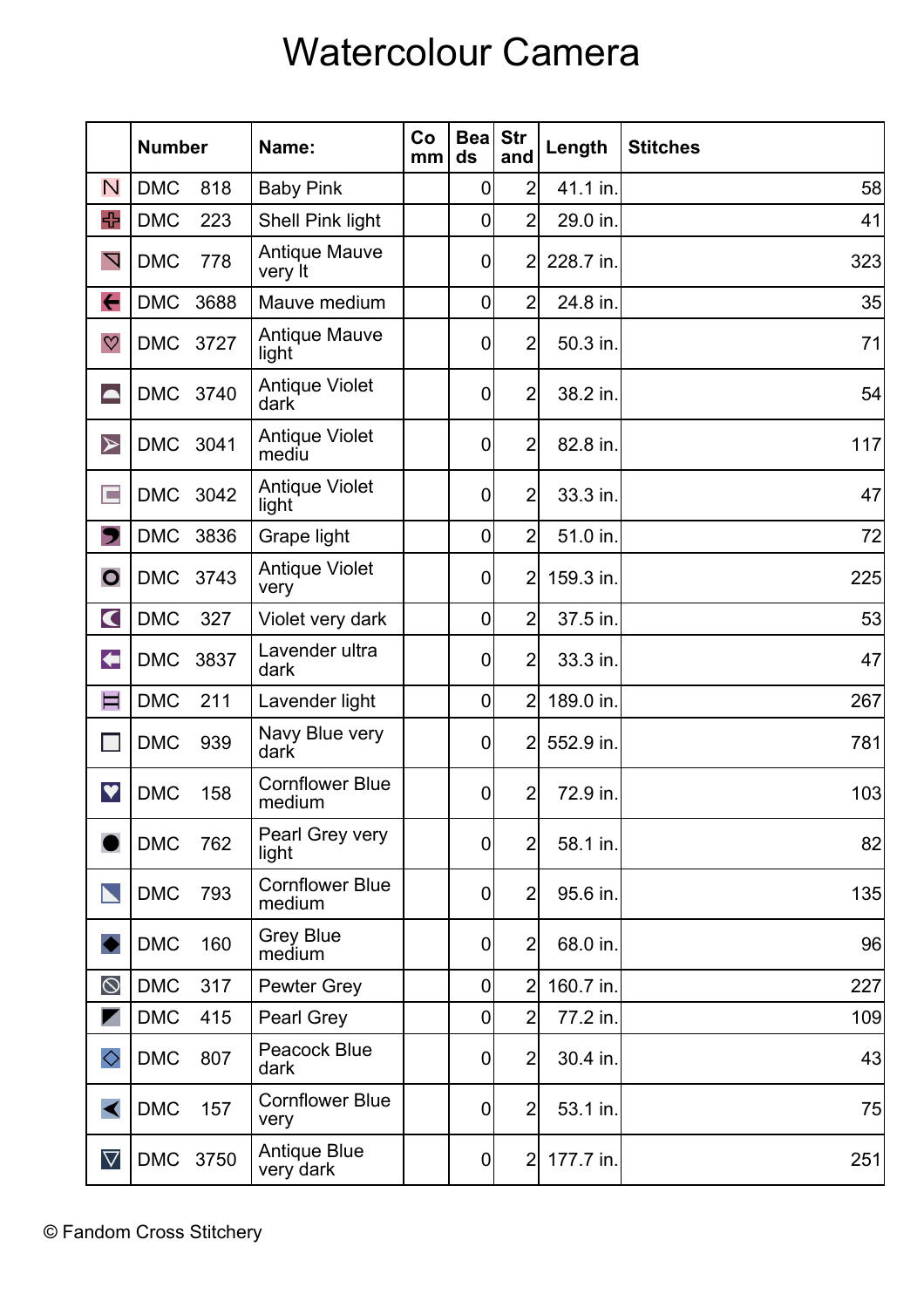# Watercolour Camera

| | Number | Name: | Comm | Beads | Strand | Length | Stitches |
|---|---|---|---|---|---|---|---|
| | DMC 818 | Baby Pink | | 0 | 2 | 41.1 in. | 58 |
| | DMC 223 | Shell Pink light | | 0 | 2 | 29.0 in. | 41 |
| | DMC 778 | Antique Mauve very lt | | 0 | 2 | 228.7 in. | 323 |
| | DMC 3688 | Mauve medium | | 0 | 2 | 24.8 in. | 35 |
| | DMC 3727 | Antique Mauve light | | 0 | 2 | 50.3 in. | 71 |
| | DMC 3740 | Antique Violet dark | | 0 | 2 | 38.2 in. | 54 |
| | DMC 3041 | Antique Violet mediu | | 0 | 2 | 82.8 in. | 117 |
| | DMC 3042 | Antique Violet light | | 0 | 2 | 33.3 in. | 47 |
| | DMC 3836 | Grape light | | 0 | 2 | 51.0 in. | 72 |
| | DMC 3743 | Antique Violet very | | 0 | 2 | 159.3 in. | 225 |
| | DMC 327 | Violet very dark | | 0 | 2 | 37.5 in. | 53 |
| | DMC 3837 | Lavender ultra dark | | 0 | 2 | 33.3 in. | 47 |
| | DMC 211 | Lavender light | | 0 | 2 | 189.0 in. | 267 |
| | DMC 939 | Navy Blue very dark | | 0 | 2 | 552.9 in. | 781 |
| | DMC 158 | Cornflower Blue medium | | 0 | 2 | 72.9 in. | 103 |
| | DMC 762 | Pearl Grey very light | | 0 | 2 | 58.1 in. | 82 |
| | DMC 793 | Cornflower Blue medium | | 0 | 2 | 95.6 in. | 135 |
| | DMC 160 | Grey Blue medium | | 0 | 2 | 68.0 in. | 96 |
| | DMC 317 | Pewter Grey | | 0 | 2 | 160.7 in. | 227 |
| | DMC 415 | Pearl Grey | | 0 | 2 | 77.2 in. | 109 |
| | DMC 807 | Peacock Blue dark | | 0 | 2 | 30.4 in. | 43 |
| | DMC 157 | Cornflower Blue very | | 0 | 2 | 53.1 in. | 75 |
| | DMC 3750 | Antique Blue very dark | | 0 | 2 | 177.7 in. | 251 |

© Fandom Cross Stitchery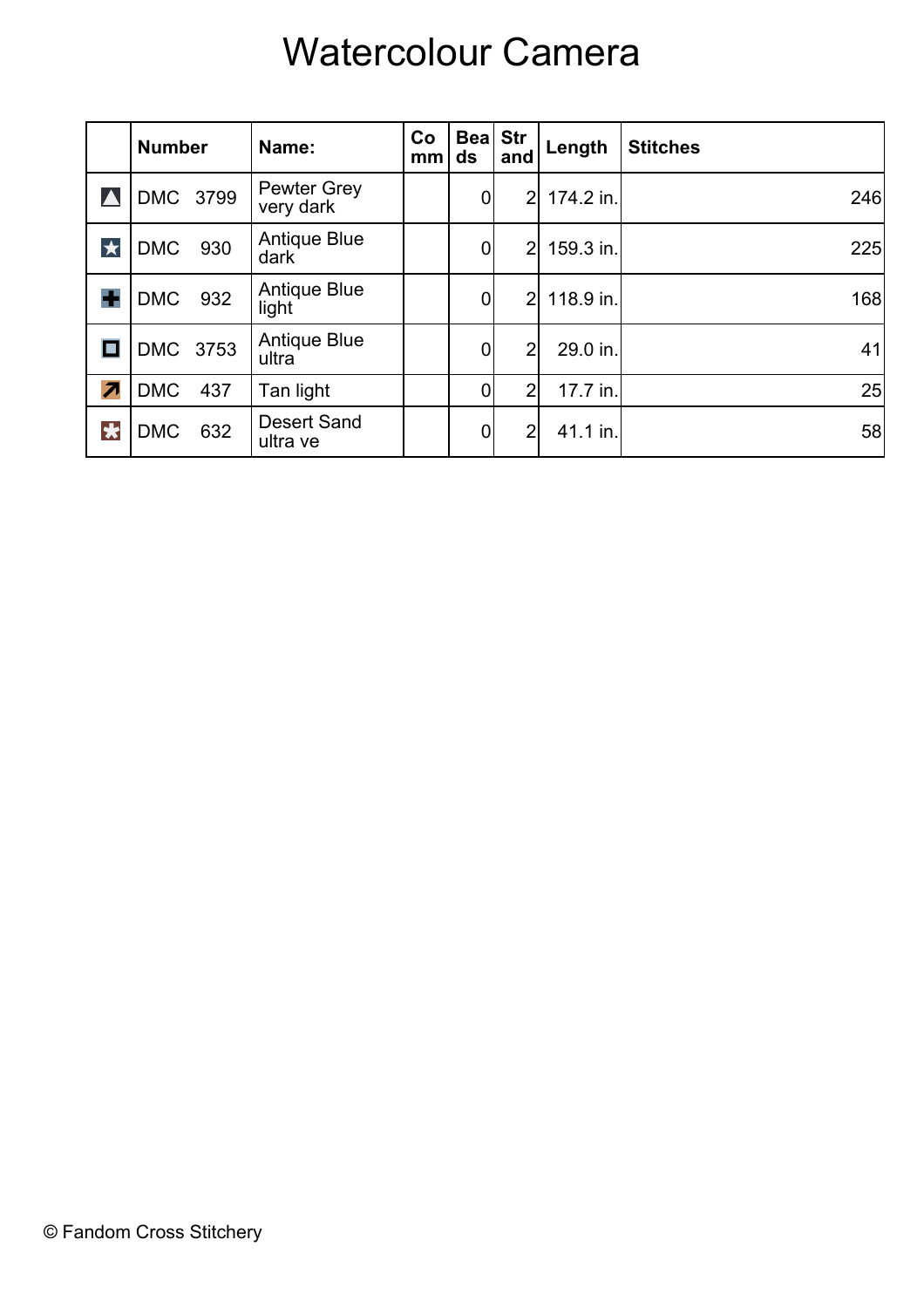# Watercolour Camera

| | Number | Name: | Comm | Beads | Strand | Length | Stitches |
|---|---|---|---|---|---|---|---|
| | DMC 3799 | Pewter Grey very dark | | 0 | 2 | 174.2 in. | 246 |
| | DMC 930 | Antique Blue dark | | 0 | 2 | 159.3 in. | 225 |
| | DMC 932 | Antique Blue light | | 0 | 2 | 118.9 in. | 168 |
| | DMC 3753 | Antique Blue ultra | | 0 | 2 | 29.0 in. | 41 |
| | DMC 437 | Tan light | | 0 | 2 | 17.7 in. | 25 |
| | DMC 632 | Desert Sand ultra ve | | 0 | 2 | 41.1 in. | 58 |

© Fandom Cross Stitchery